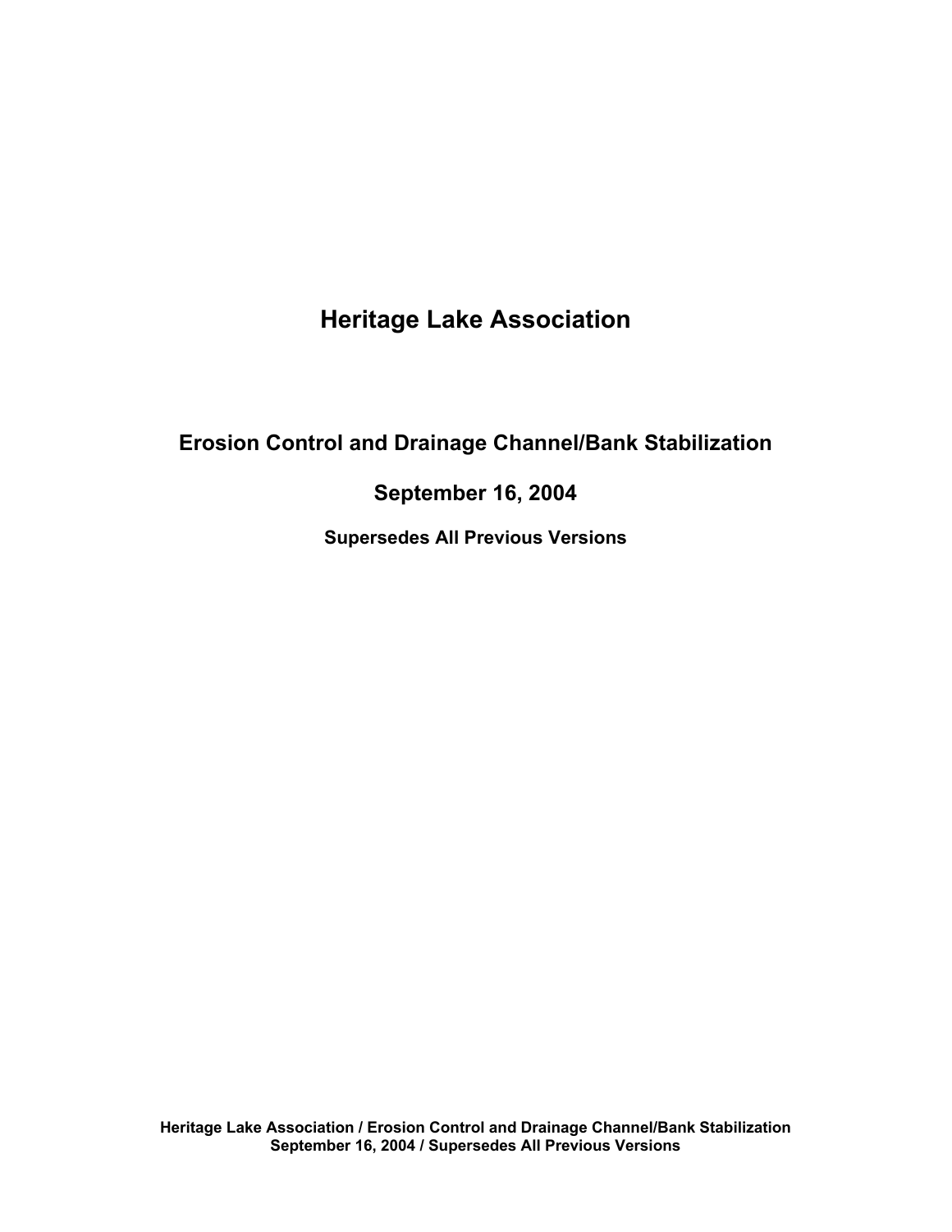# Heritage Lake Association

## Erosion Control and Drainage Channel/Bank Stabilization

## September 16, 2004

### Supersedes All Previous Versions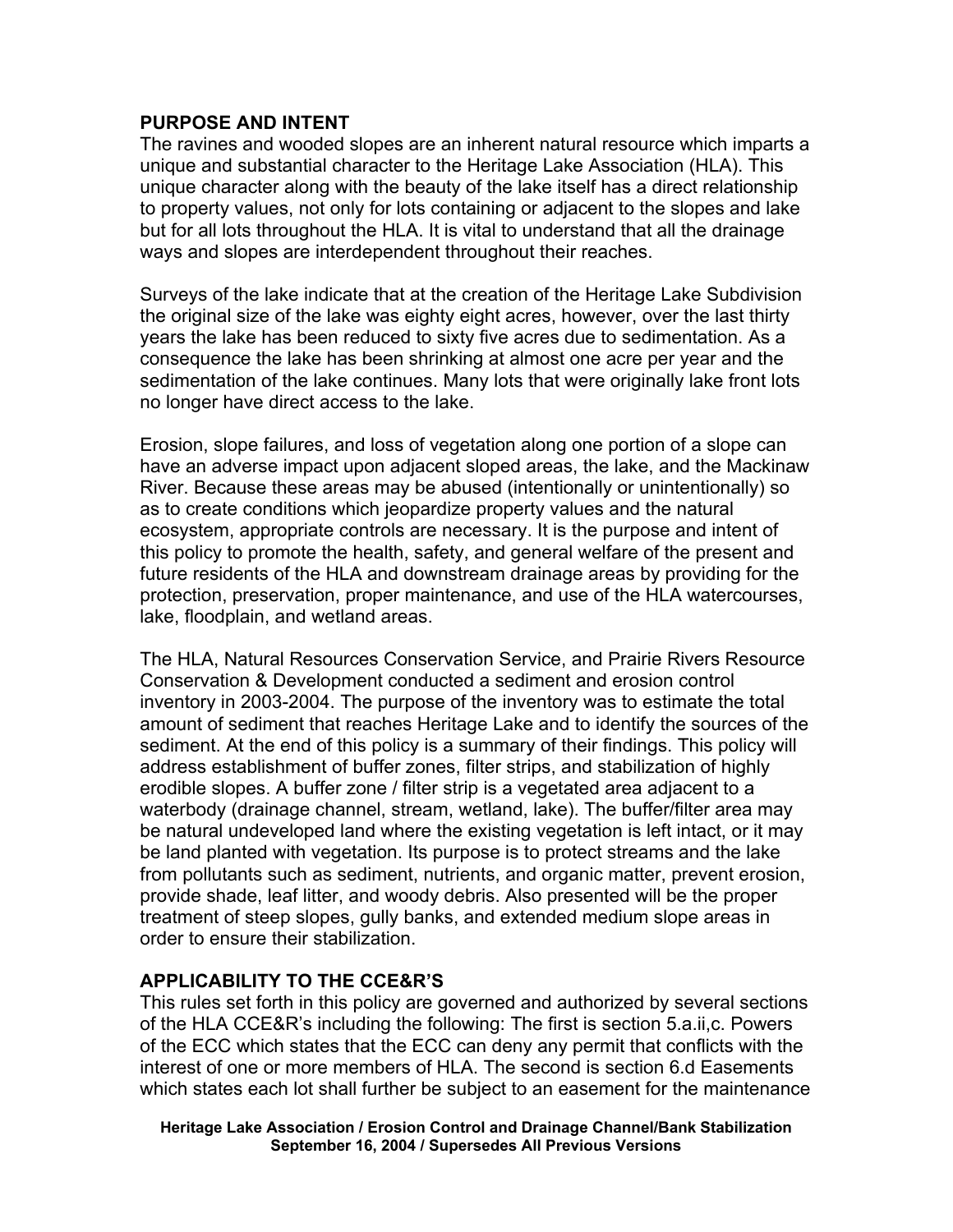## PURPOSE AND INTENT

The ravines and wooded slopes are an inherent natural resource which imparts a unique and substantial character to the Heritage Lake Association (HLA). This unique character along with the beauty of the lake itself has a direct relationship to property values, not only for lots containing or adjacent to the slopes and lake but for all lots throughout the HLA. It is vital to understand that all the drainage ways and slopes are interdependent throughout their reaches.

Surveys of the lake indicate that at the creation of the Heritage Lake Subdivision the original size of the lake was eighty eight acres, however, over the last thirty years the lake has been reduced to sixty five acres due to sedimentation. As a consequence the lake has been shrinking at almost one acre per year and the sedimentation of the lake continues. Many lots that were originally lake front lots no longer have direct access to the lake.

Erosion, slope failures, and loss of vegetation along one portion of a slope can have an adverse impact upon adjacent sloped areas, the lake, and the Mackinaw River. Because these areas may be abused (intentionally or unintentionally) so as to create conditions which jeopardize property values and the natural ecosystem, appropriate controls are necessary. It is the purpose and intent of this policy to promote the health, safety, and general welfare of the present and future residents of the HLA and downstream drainage areas by providing for the protection, preservation, proper maintenance, and use of the HLA watercourses, lake, floodplain, and wetland areas.

The HLA, Natural Resources Conservation Service, and Prairie Rivers Resource Conservation & Development conducted a sediment and erosion control inventory in 2003-2004. The purpose of the inventory was to estimate the total amount of sediment that reaches Heritage Lake and to identify the sources of the sediment. At the end of this policy is a summary of their findings. This policy will address establishment of buffer zones, filter strips, and stabilization of highly erodible slopes. A buffer zone / filter strip is a vegetated area adjacent to a waterbody (drainage channel, stream, wetland, lake). The buffer/filter area may be natural undeveloped land where the existing vegetation is left intact, or it may be land planted with vegetation. Its purpose is to protect streams and the lake from pollutants such as sediment, nutrients, and organic matter, prevent erosion, provide shade, leaf litter, and woody debris. Also presented will be the proper treatment of steep slopes, gully banks, and extended medium slope areas in order to ensure their stabilization.

## APPLICABILITY TO THE CCE&R'S

This rules set forth in this policy are governed and authorized by several sections of the HLA CCE&R's including the following: The first is section 5.a.ii,c. Powers of the ECC which states that the ECC can deny any permit that conflicts with the interest of one or more members of HLA. The second is section 6.d Easements which states each lot shall further be subject to an easement for the maintenance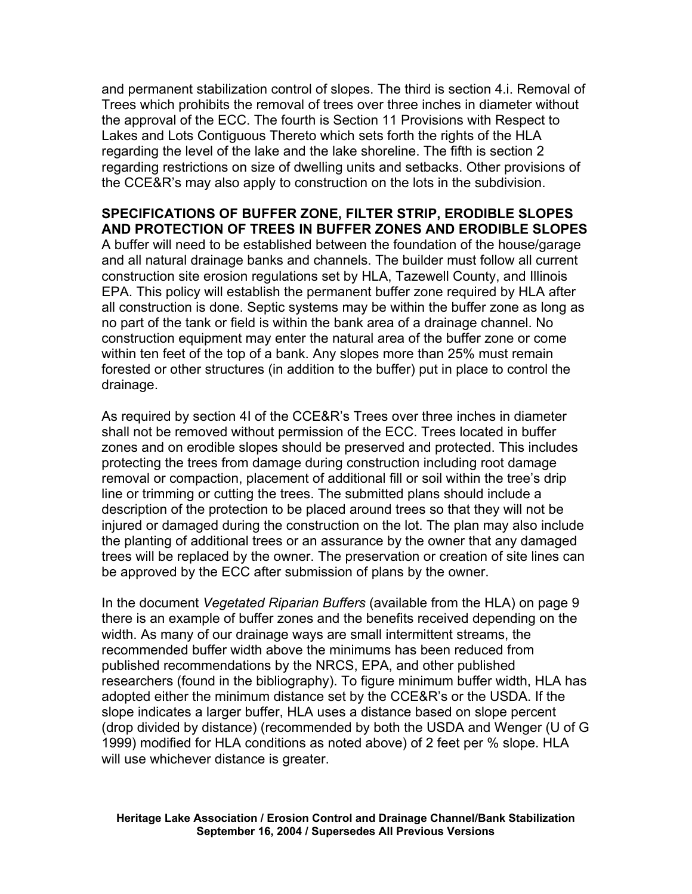and permanent stabilization control of slopes. The third is section 4.i. Removal of Trees which prohibits the removal of trees over three inches in diameter without the approval of the ECC. The fourth is Section 11 Provisions with Respect to Lakes and Lots Contiguous Thereto which sets forth the rights of the HLA regarding the level of the lake and the lake shoreline. The fifth is section 2 regarding restrictions on size of dwelling units and setbacks. Other provisions of the CCE&R's may also apply to construction on the lots in the subdivision.

**SPECIFICATIONS OF BUFFER ZONE, FILTER STRIP, ERODIBLE SLOPES AND PROTECTION OF TREES IN BUFFER ZONES AND ERODIBLE SLOPES**

A buffer will need to be established between the foundation of the house/garage and all natural drainage banks and channels. The builder must follow all current construction site erosion regulations set by HLA, Tazewell County, and Illinois EPA. This policy will establish the permanent buffer zone required by HLA after all construction is done. Septic systems may be within the buffer zone as long as no part of the tank or field is within the bank area of a drainage channel. No construction equipment may enter the natural area of the buffer zone or come within ten feet of the top of a bank. Any slopes more than 25% must remain forested or other structures (in addition to the buffer) put in place to control the drainage.

As required by section 4I of the CCE&R's Trees over three inches in diameter shall not be removed without permission of the ECC. Trees located in buffer zones and on erodible slopes should be preserved and protected. This includes protecting the trees from damage during construction including root damage removal or compaction, placement of additional fill or soil within the tree's drip line or trimming or cutting the trees. The submitted plans should include a description of the protection to be placed around trees so that they will not be injured or damaged during the construction on the lot. The plan may also include the planting of additional trees or an assurance by the owner that any damaged trees will be replaced by the owner. The preservation or creation of site lines can be approved by the ECC after submission of plans by the owner.

In the document *Vegetated Riparian Buffers* (available from the HLA) on page 9 there is an example of buffer zones and the benefits received depending on the width. As many of our drainage ways are small intermittent streams, the recommended buffer width above the minimums has been reduced from published recommendations by the NRCS, EPA, and other published researchers (found in the bibliography). To figure minimum buffer width, HLA has adopted either the minimum distance set by the CCE&R's or the USDA. If the slope indicates a larger buffer, HLA uses a distance based on slope percent (drop divided by distance) (recommended by both the USDA and Wenger (U of G 1999) modified for HLA conditions as noted above) of 2 feet per % slope. HLA will use whichever distance is greater.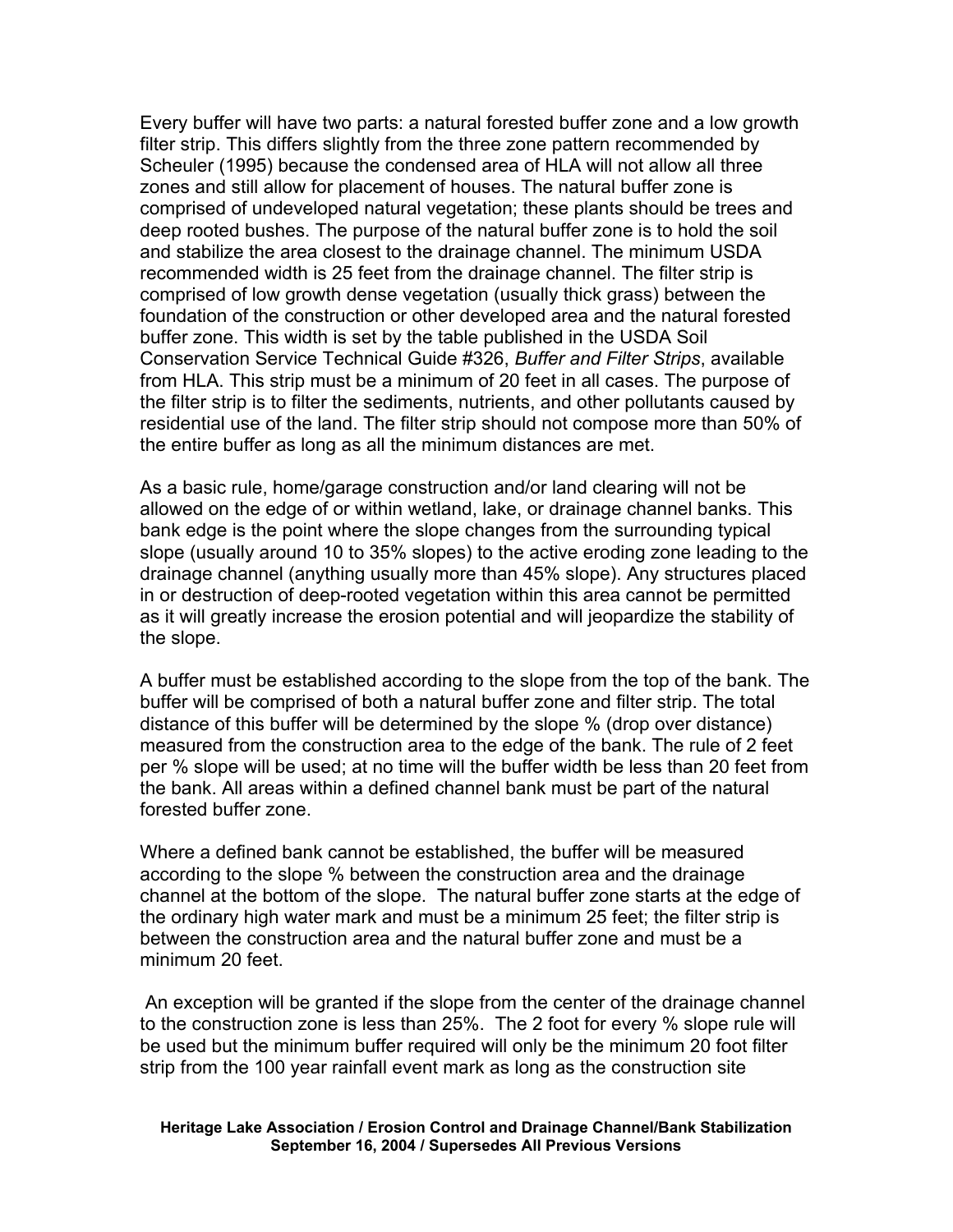Every buffer will have two parts: a natural forested buffer zone and a low growth filter strip. This differs slightly from the three zone pattern recommended by Scheuler (1995) because the condensed area of HLA will not allow all three zones and still allow for placement of houses. The natural buffer zone is comprised of undeveloped natural vegetation; these plants should be trees and deep rooted bushes. The purpose of the natural buffer zone is to hold the soil and stabilize the area closest to the drainage channel. The minimum USDA recommended width is 25 feet from the drainage channel. The filter strip is comprised of low growth dense vegetation (usually thick grass) between the foundation of the construction or other developed area and the natural forested buffer zone. This width is set by the table published in the USDA Soil Conservation Service Technical Guide #326, *Buffer and Filter Strips*, available from HLA. This strip must be a minimum of 20 feet in all cases. The purpose of the filter strip is to filter the sediments, nutrients, and other pollutants caused by residential use of the land. The filter strip should not compose more than 50% of the entire buffer as long as all the minimum distances are met.

As a basic rule, home/garage construction and/or land clearing will not be allowed on the edge of or within wetland, lake, or drainage channel banks. This bank edge is the point where the slope changes from the surrounding typical slope (usually around 10 to 35% slopes) to the active eroding zone leading to the drainage channel (anything usually more than 45% slope). Any structures placed in or destruction of deep-rooted vegetation within this area cannot be permitted as it will greatly increase the erosion potential and will jeopardize the stability of the slope.

A buffer must be established according to the slope from the top of the bank. The buffer will be comprised of both a natural buffer zone and filter strip. The total distance of this buffer will be determined by the slope % (drop over distance) measured from the construction area to the edge of the bank. The rule of 2 feet per % slope will be used; at no time will the buffer width be less than 20 feet from the bank. All areas within a defined channel bank must be part of the natural forested buffer zone.

Where a defined bank cannot be established, the buffer will be measured according to the slope % between the construction area and the drainage channel at the bottom of the slope. The natural buffer zone starts at the edge of the ordinary high water mark and must be a minimum 25 feet; the filter strip is between the construction area and the natural buffer zone and must be a minimum 20 feet.

An exception will be granted if the slope from the center of the drainage channel to the construction zone is less than 25%. The 2 foot for every % slope rule will be used but the minimum buffer required will only be the minimum 20 foot filter strip from the 100 year rainfall event mark as long as the construction site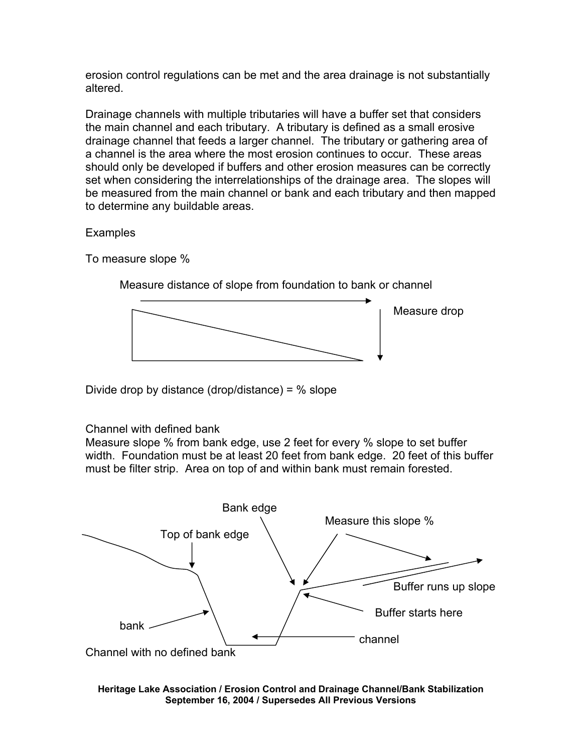erosion control regulations can be met and the area drainage is not substantially altered.

Drainage channels with multiple tributaries will have a buffer set that considers the main channel and each tributary. A tributary is defined as a small erosive drainage channel that feeds a larger channel. The tributary or gathering area of a channel is the area where the most erosion continues to occur. These areas should only be developed if buffers and other erosion measures can be correctly set when considering the interrelationships of the drainage area. The slopes will be measured from the main channel or bank and each tributary and then mapped to determine any buildable areas.

Examples

To measure slope %

Measure distance of slope from foundation to bank or channel

Measure drop

Divide drop by distance (drop/distance) = % slope

Channel with defined bank
Measure slope % from bank edge, use 2 feet for every % slope to set buffer width. Foundation must be at least 20 feet from bank edge. 20 feet of this buffer must be filter strip. Area on top of and within bank must remain forested.

Bank edge

Measure this slope %

Top of bank edge

Buffer runs up slope

Buffer starts here

bank

channel

Channel with no defined bank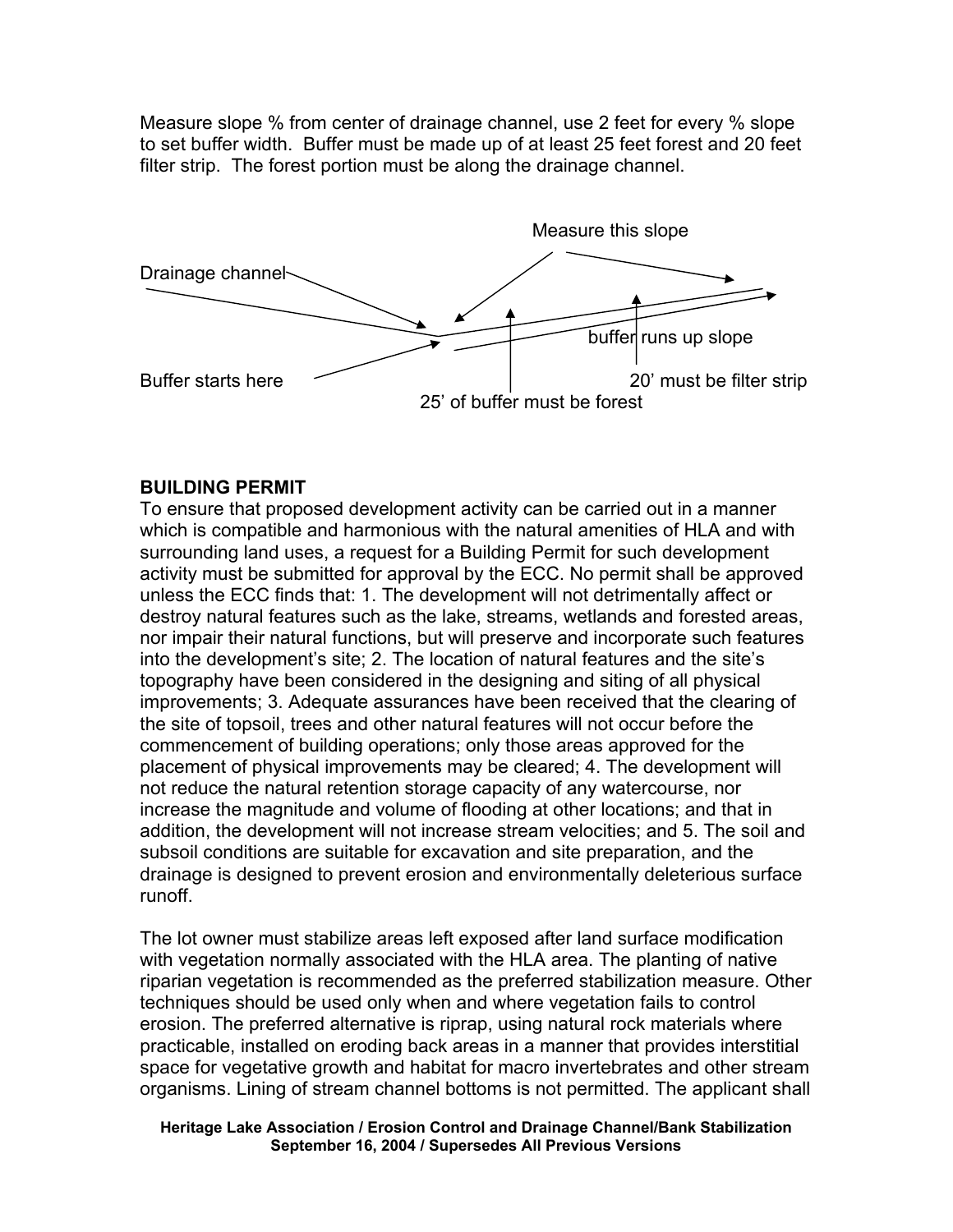Measure slope % from center of drainage channel, use 2 feet for every % slope to set buffer width. Buffer must be made up of at least 25 feet forest and 20 feet filter strip. The forest portion must be along the drainage channel.

Measure this slope

Drainage channel

buffer runs up slope

Buffer starts here

20' must be filter strip

25' of buffer must be forest

**BUILDING PERMIT**

To ensure that proposed development activity can be carried out in a manner which is compatible and harmonious with the natural amenities of HLA and with surrounding land uses, a request for a Building Permit for such development activity must be submitted for approval by the ECC. No permit shall be approved unless the ECC finds that: 1. The development will not detrimentally affect or destroy natural features such as the lake, streams, wetlands and forested areas, nor impair their natural functions, but will preserve and incorporate such features into the development's site; 2. The location of natural features and the site's topography have been considered in the designing and siting of all physical improvements; 3. Adequate assurances have been received that the clearing of the site of topsoil, trees and other natural features will not occur before the commencement of building operations; only those areas approved for the placement of physical improvements may be cleared; 4. The development will not reduce the natural retention storage capacity of any watercourse, nor increase the magnitude and volume of flooding at other locations; and that in addition, the development will not increase stream velocities; and 5. The soil and subsoil conditions are suitable for excavation and site preparation, and the drainage is designed to prevent erosion and environmentally deleterious surface runoff.

The lot owner must stabilize areas left exposed after land surface modification with vegetation normally associated with the HLA area. The planting of native riparian vegetation is recommended as the preferred stabilization measure. Other techniques should be used only when and where vegetation fails to control erosion. The preferred alternative is riprap, using natural rock materials where practicable, installed on eroding back areas in a manner that provides interstitial space for vegetative growth and habitat for macro invertebrates and other stream organisms. Lining of stream channel bottoms is not permitted. The applicant shall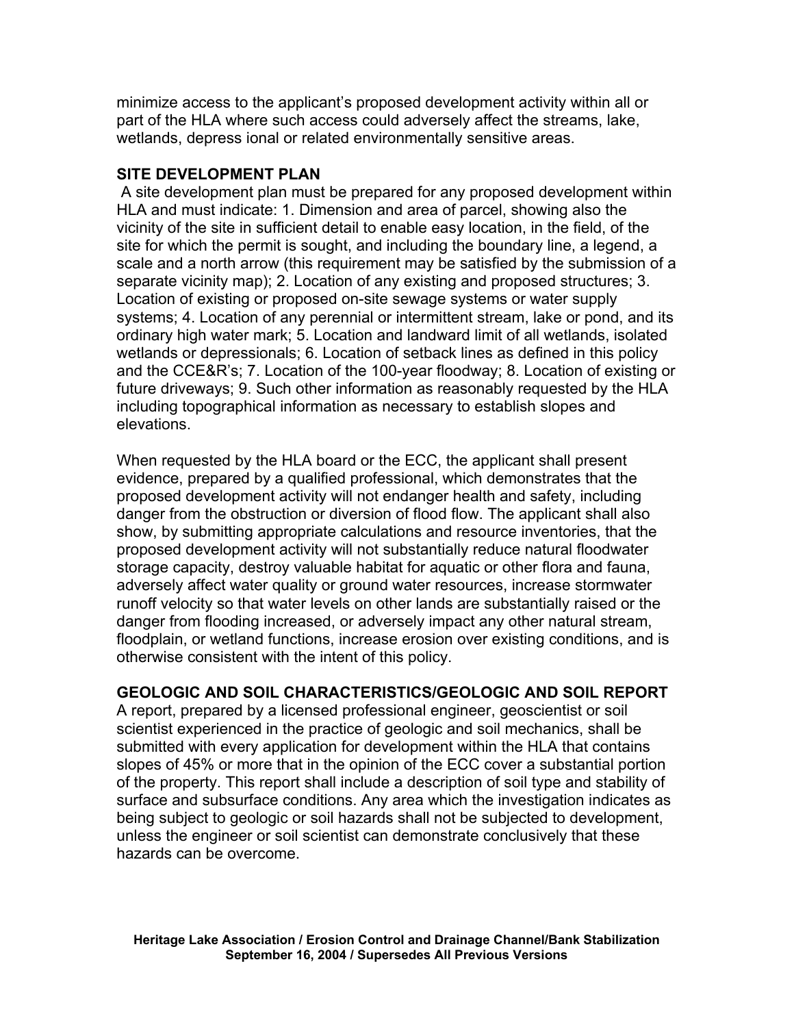minimize access to the applicant's proposed development activity within all or part of the HLA where such access could adversely affect the streams, lake, wetlands, depress ional or related environmentally sensitive areas.

**SITE DEVELOPMENT PLAN**

A site development plan must be prepared for any proposed development within HLA and must indicate: 1. Dimension and area of parcel, showing also the vicinity of the site in sufficient detail to enable easy location, in the field, of the site for which the permit is sought, and including the boundary line, a legend, a scale and a north arrow (this requirement may be satisfied by the submission of a separate vicinity map); 2. Location of any existing and proposed structures; 3. Location of existing or proposed on-site sewage systems or water supply systems; 4. Location of any perennial or intermittent stream, lake or pond, and its ordinary high water mark; 5. Location and landward limit of all wetlands, isolated wetlands or depressionals; 6. Location of setback lines as defined in this policy and the CCE&R's; 7. Location of the 100-year floodway; 8. Location of existing or future driveways; 9. Such other information as reasonably requested by the HLA including topographical information as necessary to establish slopes and elevations.

When requested by the HLA board or the ECC, the applicant shall present evidence, prepared by a qualified professional, which demonstrates that the proposed development activity will not endanger health and safety, including danger from the obstruction or diversion of flood flow. The applicant shall also show, by submitting appropriate calculations and resource inventories, that the proposed development activity will not substantially reduce natural floodwater storage capacity, destroy valuable habitat for aquatic or other flora and fauna, adversely affect water quality or ground water resources, increase stormwater runoff velocity so that water levels on other lands are substantially raised or the danger from flooding increased, or adversely impact any other natural stream, floodplain, or wetland functions, increase erosion over existing conditions, and is otherwise consistent with the intent of this policy.

**GEOLOGIC AND SOIL CHARACTERISTICS/GEOLOGIC AND SOIL REPORT**

A report, prepared by a licensed professional engineer, geoscientist or soil scientist experienced in the practice of geologic and soil mechanics, shall be submitted with every application for development within the HLA that contains slopes of 45% or more that in the opinion of the ECC cover a substantial portion of the property. This report shall include a description of soil type and stability of surface and subsurface conditions. Any area which the investigation indicates as being subject to geologic or soil hazards shall not be subjected to development, unless the engineer or soil scientist can demonstrate conclusively that these hazards can be overcome.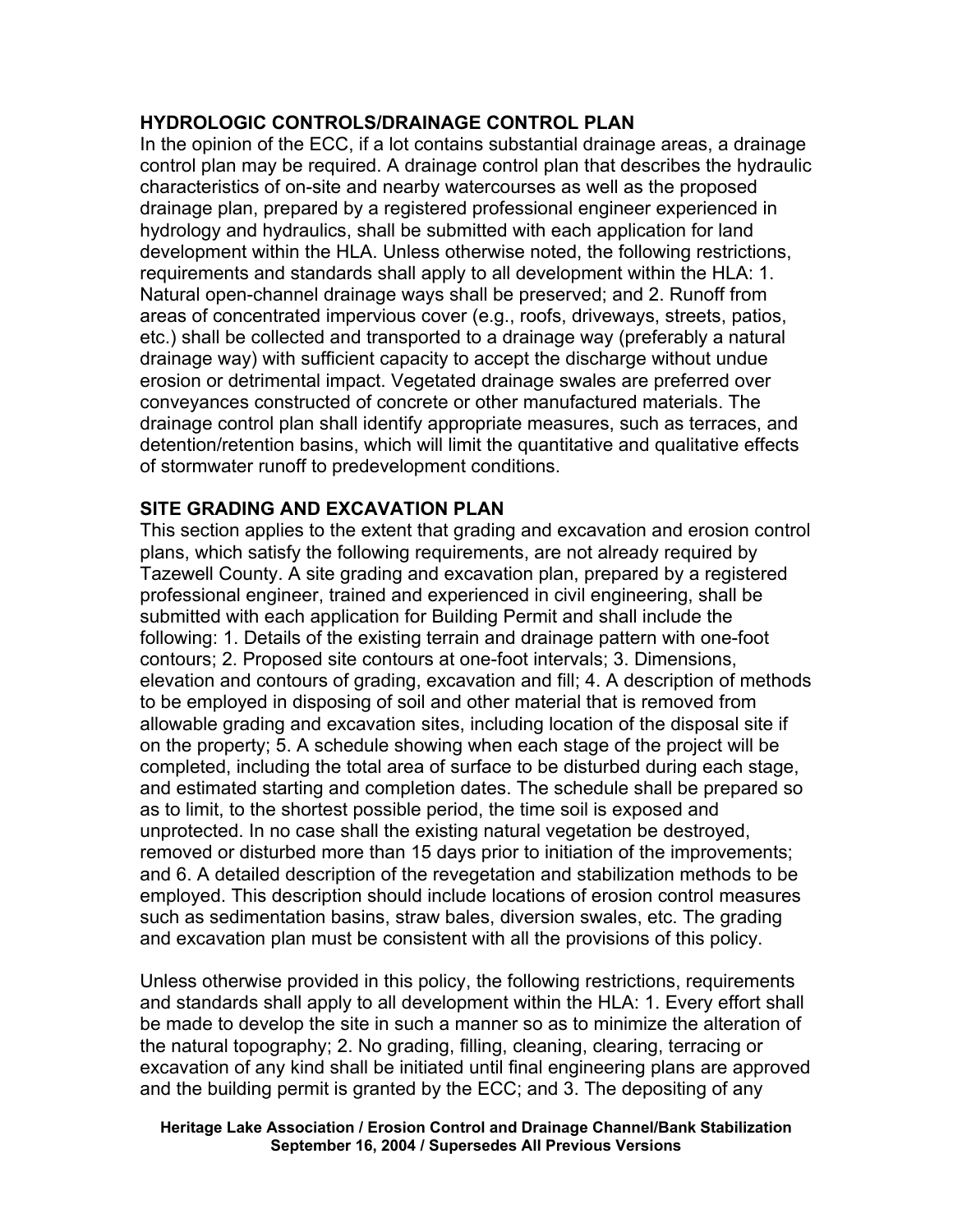## HYDROLOGIC CONTROLS/DRAINAGE CONTROL PLAN

In the opinion of the ECC, if a lot contains substantial drainage areas, a drainage control plan may be required. A drainage control plan that describes the hydraulic characteristics of on-site and nearby watercourses as well as the proposed drainage plan, prepared by a registered professional engineer experienced in hydrology and hydraulics, shall be submitted with each application for land development within the HLA. Unless otherwise noted, the following restrictions, requirements and standards shall apply to all development within the HLA: 1. Natural open-channel drainage ways shall be preserved; and 2. Runoff from areas of concentrated impervious cover (e.g., roofs, driveways, streets, patios, etc.) shall be collected and transported to a drainage way (preferably a natural drainage way) with sufficient capacity to accept the discharge without undue erosion or detrimental impact. Vegetated drainage swales are preferred over conveyances constructed of concrete or other manufactured materials. The drainage control plan shall identify appropriate measures, such as terraces, and detention/retention basins, which will limit the quantitative and qualitative effects of stormwater runoff to predevelopment conditions.

## SITE GRADING AND EXCAVATION PLAN

This section applies to the extent that grading and excavation and erosion control plans, which satisfy the following requirements, are not already required by Tazewell County. A site grading and excavation plan, prepared by a registered professional engineer, trained and experienced in civil engineering, shall be submitted with each application for Building Permit and shall include the following: 1. Details of the existing terrain and drainage pattern with one-foot contours; 2. Proposed site contours at one-foot intervals; 3. Dimensions, elevation and contours of grading, excavation and fill; 4. A description of methods to be employed in disposing of soil and other material that is removed from allowable grading and excavation sites, including location of the disposal site if on the property; 5. A schedule showing when each stage of the project will be completed, including the total area of surface to be disturbed during each stage, and estimated starting and completion dates. The schedule shall be prepared so as to limit, to the shortest possible period, the time soil is exposed and unprotected. In no case shall the existing natural vegetation be destroyed, removed or disturbed more than 15 days prior to initiation of the improvements; and 6. A detailed description of the revegetation and stabilization methods to be employed. This description should include locations of erosion control measures such as sedimentation basins, straw bales, diversion swales, etc. The grading and excavation plan must be consistent with all the provisions of this policy.

Unless otherwise provided in this policy, the following restrictions, requirements and standards shall apply to all development within the HLA: 1. Every effort shall be made to develop the site in such a manner so as to minimize the alteration of the natural topography; 2. No grading, filling, cleaning, clearing, terracing or excavation of any kind shall be initiated until final engineering plans are approved and the building permit is granted by the ECC; and 3. The depositing of any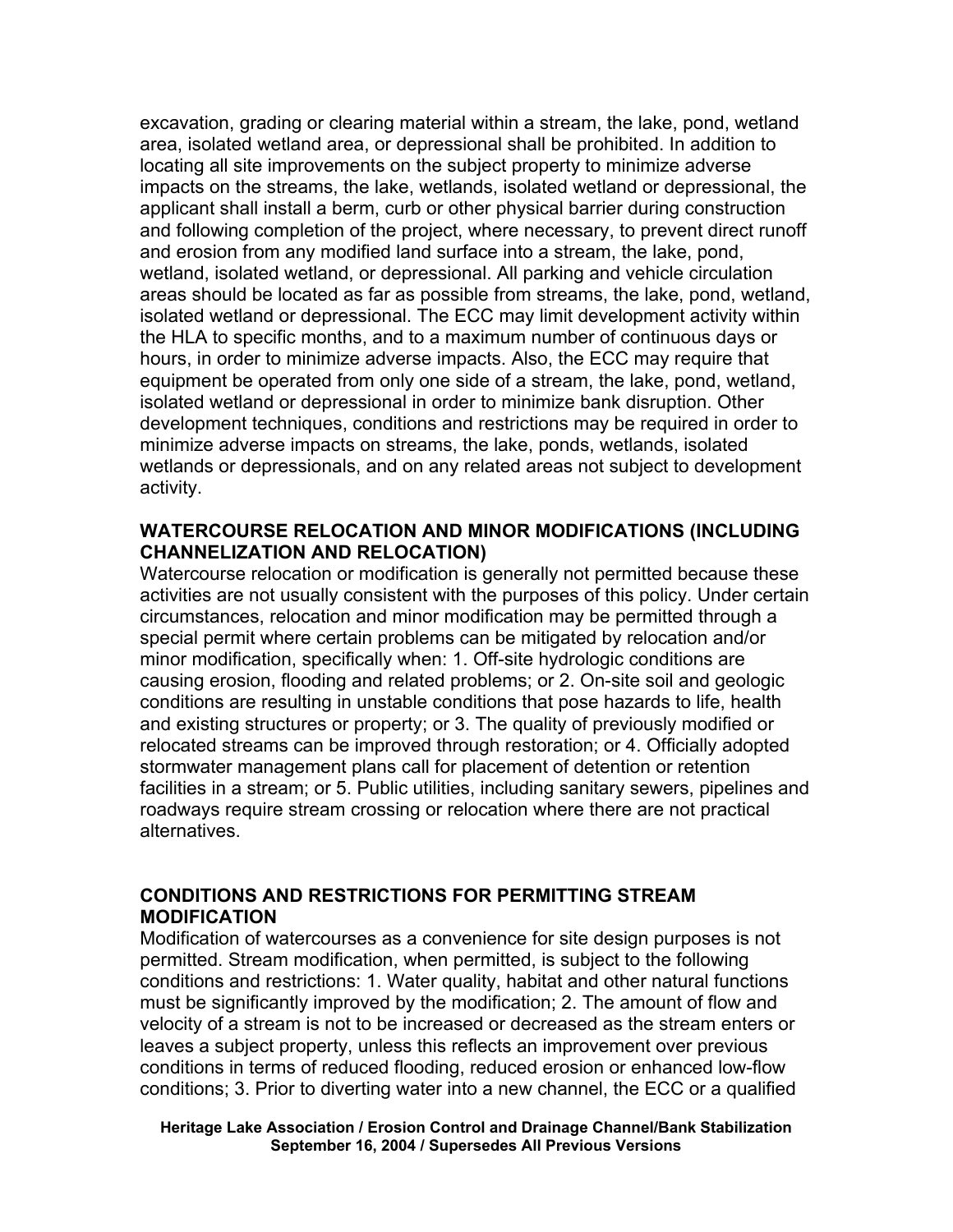excavation, grading or clearing material within a stream, the lake, pond, wetland area, isolated wetland area, or depressional shall be prohibited. In addition to locating all site improvements on the subject property to minimize adverse impacts on the streams, the lake, wetlands, isolated wetland or depressional, the applicant shall install a berm, curb or other physical barrier during construction and following completion of the project, where necessary, to prevent direct runoff and erosion from any modified land surface into a stream, the lake, pond, wetland, isolated wetland, or depressional. All parking and vehicle circulation areas should be located as far as possible from streams, the lake, pond, wetland, isolated wetland or depressional. The ECC may limit development activity within the HLA to specific months, and to a maximum number of continuous days or hours, in order to minimize adverse impacts. Also, the ECC may require that equipment be operated from only one side of a stream, the lake, pond, wetland, isolated wetland or depressional in order to minimize bank disruption. Other development techniques, conditions and restrictions may be required in order to minimize adverse impacts on streams, the lake, ponds, wetlands, isolated wetlands or depressionals, and on any related areas not subject to development activity.

## WATERCOURSE RELOCATION AND MINOR MODIFICATIONS (INCLUDING CHANNELIZATION AND RELOCATION)

Watercourse relocation or modification is generally not permitted because these activities are not usually consistent with the purposes of this policy. Under certain circumstances, relocation and minor modification may be permitted through a special permit where certain problems can be mitigated by relocation and/or minor modification, specifically when: 1. Off-site hydrologic conditions are causing erosion, flooding and related problems; or 2. On-site soil and geologic conditions are resulting in unstable conditions that pose hazards to life, health and existing structures or property; or 3. The quality of previously modified or relocated streams can be improved through restoration; or 4. Officially adopted stormwater management plans call for placement of detention or retention facilities in a stream; or 5. Public utilities, including sanitary sewers, pipelines and roadways require stream crossing or relocation where there are not practical alternatives.

## CONDITIONS AND RESTRICTIONS FOR PERMITTING STREAM MODIFICATION

Modification of watercourses as a convenience for site design purposes is not permitted. Stream modification, when permitted, is subject to the following conditions and restrictions: 1. Water quality, habitat and other natural functions must be significantly improved by the modification; 2. The amount of flow and velocity of a stream is not to be increased or decreased as the stream enters or leaves a subject property, unless this reflects an improvement over previous conditions in terms of reduced flooding, reduced erosion or enhanced low-flow conditions; 3. Prior to diverting water into a new channel, the ECC or a qualified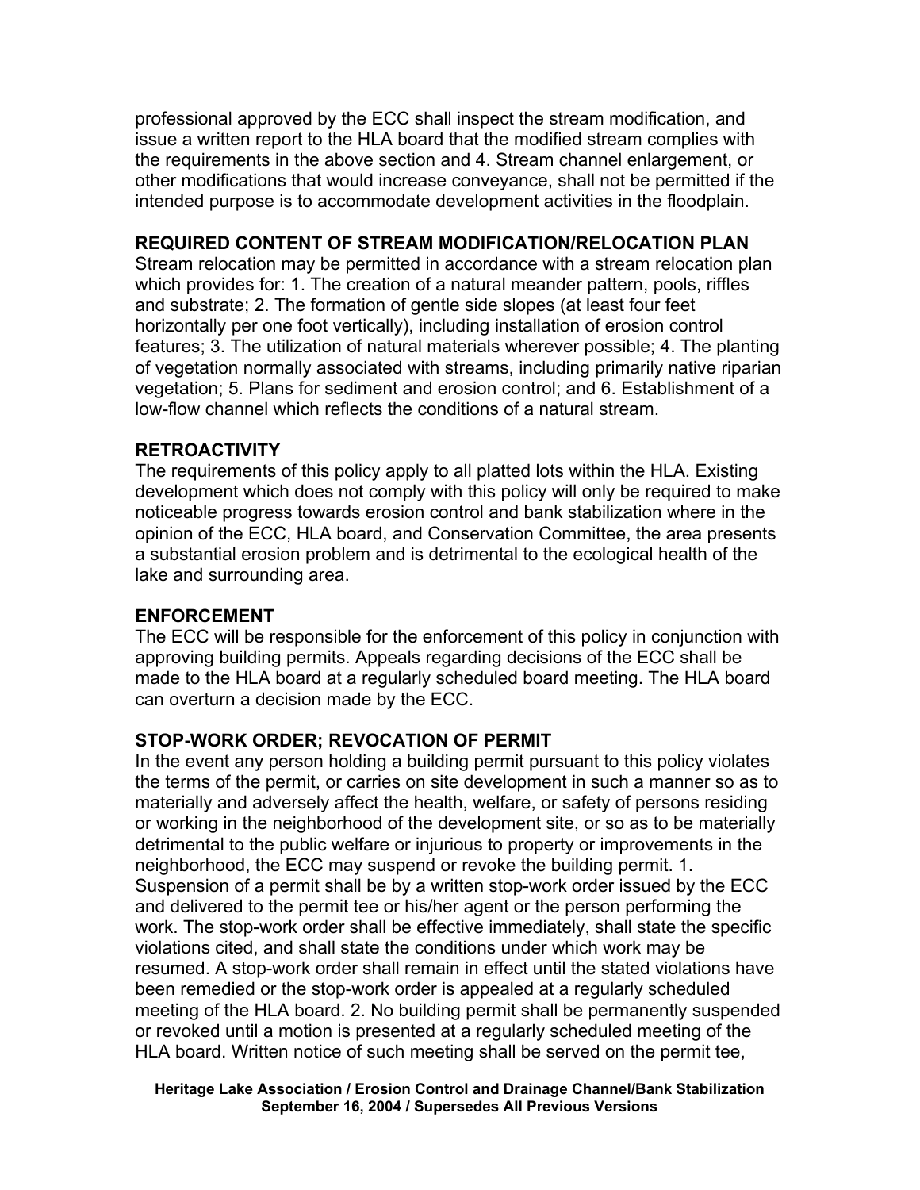professional approved by the ECC shall inspect the stream modification, and issue a written report to the HLA board that the modified stream complies with the requirements in the above section and 4. Stream channel enlargement, or other modifications that would increase conveyance, shall not be permitted if the intended purpose is to accommodate development activities in the floodplain.

**REQUIRED CONTENT OF STREAM MODIFICATION/RELOCATION PLAN**

Stream relocation may be permitted in accordance with a stream relocation plan which provides for: 1. The creation of a natural meander pattern, pools, riffles and substrate; 2. The formation of gentle side slopes (at least four feet horizontally per one foot vertically), including installation of erosion control features; 3. The utilization of natural materials wherever possible; 4. The planting of vegetation normally associated with streams, including primarily native riparian vegetation; 5. Plans for sediment and erosion control; and 6. Establishment of a low-flow channel which reflects the conditions of a natural stream.

**RETROACTIVITY**

The requirements of this policy apply to all platted lots within the HLA. Existing development which does not comply with this policy will only be required to make noticeable progress towards erosion control and bank stabilization where in the opinion of the ECC, HLA board, and Conservation Committee, the area presents a substantial erosion problem and is detrimental to the ecological health of the lake and surrounding area.

**ENFORCEMENT**

The ECC will be responsible for the enforcement of this policy in conjunction with approving building permits. Appeals regarding decisions of the ECC shall be made to the HLA board at a regularly scheduled board meeting. The HLA board can overturn a decision made by the ECC.

**STOP-WORK ORDER; REVOCATION OF PERMIT**

In the event any person holding a building permit pursuant to this policy violates the terms of the permit, or carries on site development in such a manner so as to materially and adversely affect the health, welfare, or safety of persons residing or working in the neighborhood of the development site, or so as to be materially detrimental to the public welfare or injurious to property or improvements in the neighborhood, the ECC may suspend or revoke the building permit. 1. Suspension of a permit shall be by a written stop-work order issued by the ECC and delivered to the permit tee or his/her agent or the person performing the work. The stop-work order shall be effective immediately, shall state the specific violations cited, and shall state the conditions under which work may be resumed. A stop-work order shall remain in effect until the stated violations have been remedied or the stop-work order is appealed at a regularly scheduled meeting of the HLA board. 2. No building permit shall be permanently suspended or revoked until a motion is presented at a regularly scheduled meeting of the HLA board. Written notice of such meeting shall be served on the permit tee,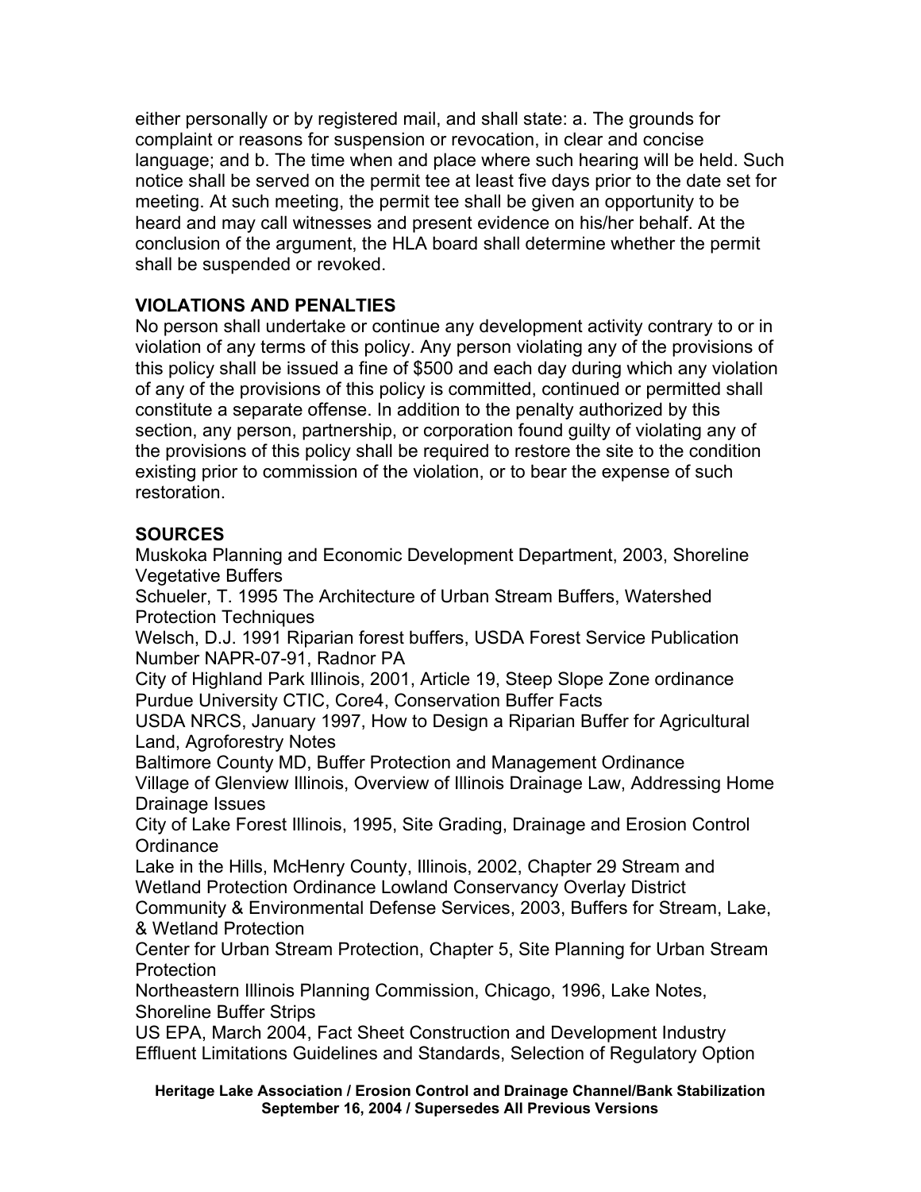either personally or by registered mail, and shall state: a. The grounds for complaint or reasons for suspension or revocation, in clear and concise language; and b. The time when and place where such hearing will be held. Such notice shall be served on the permit tee at least five days prior to the date set for meeting. At such meeting, the permit tee shall be given an opportunity to be heard and may call witnesses and present evidence on his/her behalf. At the conclusion of the argument, the HLA board shall determine whether the permit shall be suspended or revoked.

**VIOLATIONS AND PENALTIES**

No person shall undertake or continue any development activity contrary to or in violation of any terms of this policy. Any person violating any of the provisions of this policy shall be issued a fine of $500 and each day during which any violation of any of the provisions of this policy is committed, continued or permitted shall constitute a separate offense. In addition to the penalty authorized by this section, any person, partnership, or corporation found guilty of violating any of the provisions of this policy shall be required to restore the site to the condition existing prior to commission of the violation, or to bear the expense of such restoration.

**SOURCES**

Muskoka Planning and Economic Development Department, 2003, Shoreline Vegetative Buffers

Schueler, T. 1995 The Architecture of Urban Stream Buffers, Watershed Protection Techniques

Welsch, D.J. 1991 Riparian forest buffers, USDA Forest Service Publication Number NAPR-07-91, Radnor PA

City of Highland Park Illinois, 2001, Article 19, Steep Slope Zone ordinance

Purdue University CTIC, Core4, Conservation Buffer Facts

USDA NRCS, January 1997, How to Design a Riparian Buffer for Agricultural Land, Agroforestry Notes

Baltimore County MD, Buffer Protection and Management Ordinance

Village of Glenview Illinois, Overview of Illinois Drainage Law, Addressing Home Drainage Issues

City of Lake Forest Illinois, 1995, Site Grading, Drainage and Erosion Control Ordinance

Lake in the Hills, McHenry County, Illinois, 2002, Chapter 29 Stream and Wetland Protection Ordinance Lowland Conservancy Overlay District

Community & Environmental Defense Services, 2003, Buffers for Stream, Lake, & Wetland Protection

Center for Urban Stream Protection, Chapter 5, Site Planning for Urban Stream Protection

Northeastern Illinois Planning Commission, Chicago, 1996, Lake Notes, Shoreline Buffer Strips

US EPA, March 2004, Fact Sheet Construction and Development Industry Effluent Limitations Guidelines and Standards, Selection of Regulatory Option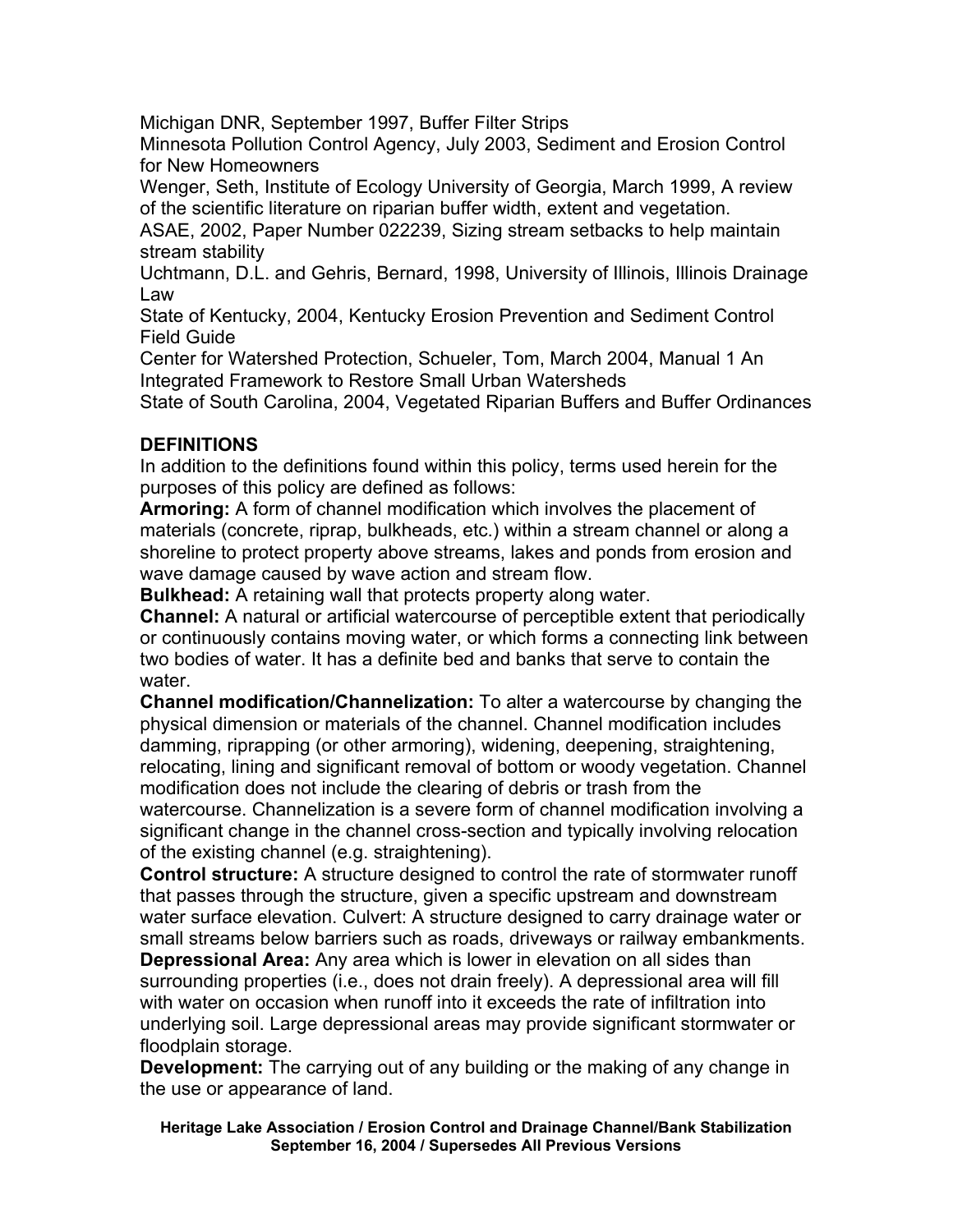Michigan DNR, September 1997, Buffer Filter Strips
Minnesota Pollution Control Agency, July 2003, Sediment and Erosion Control for New Homeowners
Wenger, Seth, Institute of Ecology University of Georgia, March 1999, A review of the scientific literature on riparian buffer width, extent and vegetation.
ASAE, 2002, Paper Number 022239, Sizing stream setbacks to help maintain stream stability
Uchtmann, D.L. and Gehris, Bernard, 1998, University of Illinois, Illinois Drainage Law
State of Kentucky, 2004, Kentucky Erosion Prevention and Sediment Control Field Guide
Center for Watershed Protection, Schueler, Tom, March 2004, Manual 1 An Integrated Framework to Restore Small Urban Watersheds
State of South Carolina, 2004, Vegetated Riparian Buffers and Buffer Ordinances

## DEFINITIONS

In addition to the definitions found within this policy, terms used herein for the purposes of this policy are defined as follows:

**Armoring:** A form of channel modification which involves the placement of materials (concrete, riprap, bulkheads, etc.) within a stream channel or along a shoreline to protect property above streams, lakes and ponds from erosion and wave damage caused by wave action and stream flow.

**Bulkhead:** A retaining wall that protects property along water.

**Channel:** A natural or artificial watercourse of perceptible extent that periodically or continuously contains moving water, or which forms a connecting link between two bodies of water. It has a definite bed and banks that serve to contain the water.

**Channel modification/Channelization:** To alter a watercourse by changing the physical dimension or materials of the channel. Channel modification includes damming, riprapping (or other armoring), widening, deepening, straightening, relocating, lining and significant removal of bottom or woody vegetation. Channel modification does not include the clearing of debris or trash from the watercourse. Channelization is a severe form of channel modification involving a significant change in the channel cross-section and typically involving relocation of the existing channel (e.g. straightening).

**Control structure:** A structure designed to control the rate of stormwater runoff that passes through the structure, given a specific upstream and downstream water surface elevation. Culvert: A structure designed to carry drainage water or small streams below barriers such as roads, driveways or railway embankments.

**Depressional Area:** Any area which is lower in elevation on all sides than surrounding properties (i.e., does not drain freely). A depressional area will fill with water on occasion when runoff into it exceeds the rate of infiltration into underlying soil. Large depressional areas may provide significant stormwater or floodplain storage.

**Development:** The carrying out of any building or the making of any change in the use or appearance of land.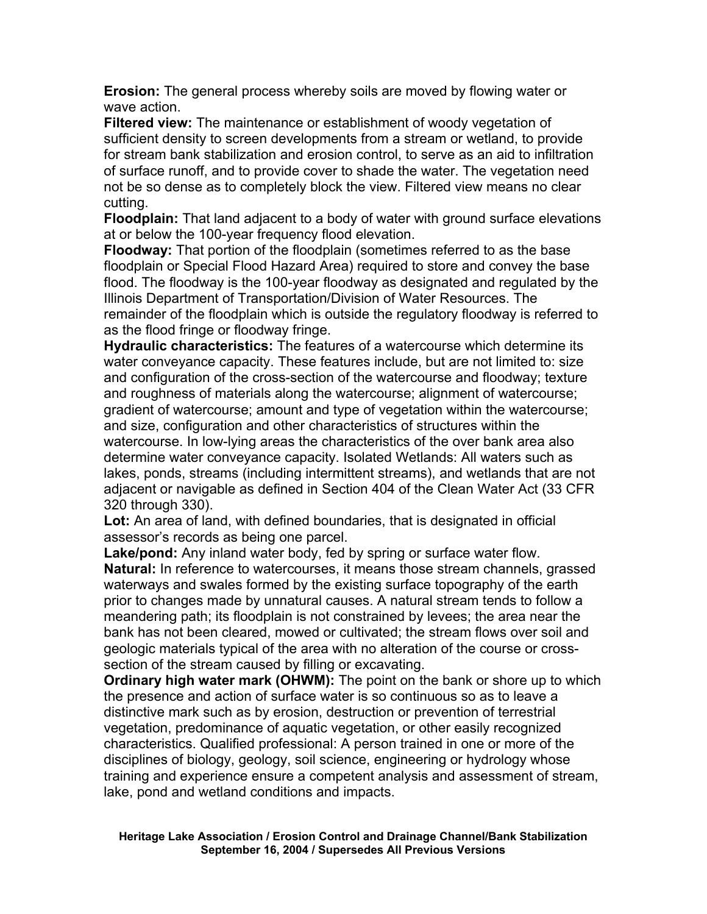**Erosion:** The general process whereby soils are moved by flowing water or wave action.

**Filtered view:** The maintenance or establishment of woody vegetation of sufficient density to screen developments from a stream or wetland, to provide for stream bank stabilization and erosion control, to serve as an aid to infiltration of surface runoff, and to provide cover to shade the water. The vegetation need not be so dense as to completely block the view. Filtered view means no clear cutting.

**Floodplain:** That land adjacent to a body of water with ground surface elevations at or below the 100-year frequency flood elevation.

**Floodway:** That portion of the floodplain (sometimes referred to as the base floodplain or Special Flood Hazard Area) required to store and convey the base flood. The floodway is the 100-year floodway as designated and regulated by the Illinois Department of Transportation/Division of Water Resources. The remainder of the floodplain which is outside the regulatory floodway is referred to as the flood fringe or floodway fringe.

**Hydraulic characteristics:** The features of a watercourse which determine its water conveyance capacity. These features include, but are not limited to: size and configuration of the cross-section of the watercourse and floodway; texture and roughness of materials along the watercourse; alignment of watercourse; gradient of watercourse; amount and type of vegetation within the watercourse; and size, configuration and other characteristics of structures within the watercourse. In low-lying areas the characteristics of the over bank area also determine water conveyance capacity. Isolated Wetlands: All waters such as lakes, ponds, streams (including intermittent streams), and wetlands that are not adjacent or navigable as defined in Section 404 of the Clean Water Act (33 CFR 320 through 330).

**Lot:** An area of land, with defined boundaries, that is designated in official assessor's records as being one parcel.

**Lake/pond:** Any inland water body, fed by spring or surface water flow.

**Natural:** In reference to watercourses, it means those stream channels, grassed waterways and swales formed by the existing surface topography of the earth prior to changes made by unnatural causes. A natural stream tends to follow a meandering path; its floodplain is not constrained by levees; the area near the bank has not been cleared, mowed or cultivated; the stream flows over soil and geologic materials typical of the area with no alteration of the course or cross-section of the stream caused by filling or excavating.

**Ordinary high water mark (OHWM):** The point on the bank or shore up to which the presence and action of surface water is so continuous so as to leave a distinctive mark such as by erosion, destruction or prevention of terrestrial vegetation, predominance of aquatic vegetation, or other easily recognized characteristics. Qualified professional: A person trained in one or more of the disciplines of biology, geology, soil science, engineering or hydrology whose training and experience ensure a competent analysis and assessment of stream, lake, pond and wetland conditions and impacts.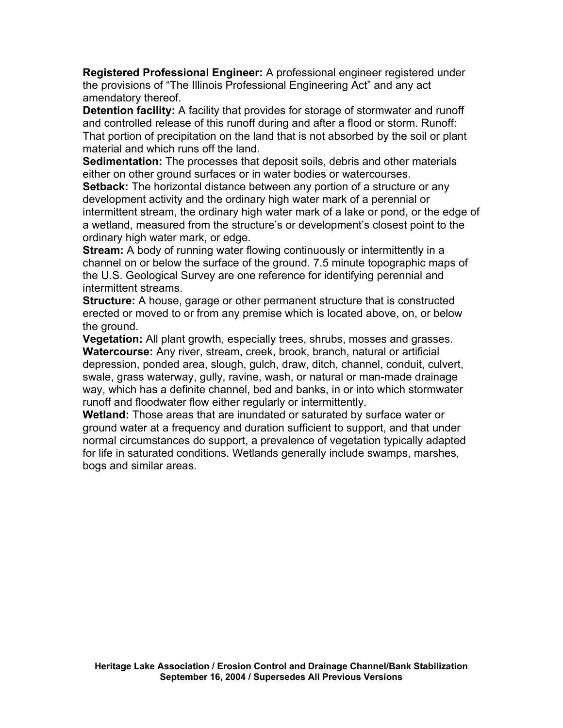**Registered Professional Engineer:** A professional engineer registered under the provisions of "The Illinois Professional Engineering Act" and any act amendatory thereof.

**Detention facility:** A facility that provides for storage of stormwater and runoff and controlled release of this runoff during and after a flood or storm. Runoff: That portion of precipitation on the land that is not absorbed by the soil or plant material and which runs off the land.

**Sedimentation:** The processes that deposit soils, debris and other materials either on other ground surfaces or in water bodies or watercourses.

**Setback:** The horizontal distance between any portion of a structure or any development activity and the ordinary high water mark of a perennial or intermittent stream, the ordinary high water mark of a lake or pond, or the edge of a wetland, measured from the structure's or development's closest point to the ordinary high water mark, or edge.

**Stream:** A body of running water flowing continuously or intermittently in a channel on or below the surface of the ground. 7.5 minute topographic maps of the U.S. Geological Survey are one reference for identifying perennial and intermittent streams.

**Structure:** A house, garage or other permanent structure that is constructed erected or moved to or from any premise which is located above, on, or below the ground.

**Vegetation:** All plant growth, especially trees, shrubs, mosses and grasses.

**Watercourse:** Any river, stream, creek, brook, branch, natural or artificial depression, ponded area, slough, gulch, draw, ditch, channel, conduit, culvert, swale, grass waterway, gully, ravine, wash, or natural or man-made drainage way, which has a definite channel, bed and banks, in or into which stormwater runoff and floodwater flow either regularly or intermittently.

**Wetland:** Those areas that are inundated or saturated by surface water or ground water at a frequency and duration sufficient to support, and that under normal circumstances do support, a prevalence of vegetation typically adapted for life in saturated conditions. Wetlands generally include swamps, marshes, bogs and similar areas.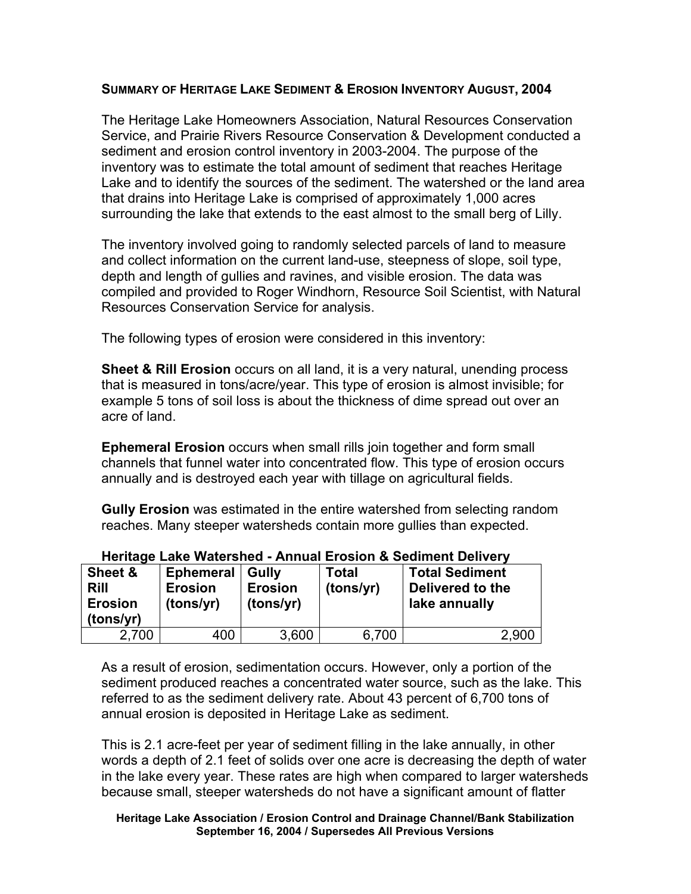## SUMMARY OF HERITAGE LAKE SEDIMENT & EROSION INVENTORY AUGUST, 2004

The Heritage Lake Homeowners Association, Natural Resources Conservation Service, and Prairie Rivers Resource Conservation & Development conducted a sediment and erosion control inventory in 2003-2004. The purpose of the inventory was to estimate the total amount of sediment that reaches Heritage Lake and to identify the sources of the sediment. The watershed or the land area that drains into Heritage Lake is comprised of approximately 1,000 acres surrounding the lake that extends to the east almost to the small berg of Lilly.

The inventory involved going to randomly selected parcels of land to measure and collect information on the current land-use, steepness of slope, soil type, depth and length of gullies and ravines, and visible erosion. The data was compiled and provided to Roger Windhorn, Resource Soil Scientist, with Natural Resources Conservation Service for analysis.

The following types of erosion were considered in this inventory:

**Sheet & Rill Erosion** occurs on all land, it is a very natural, unending process that is measured in tons/acre/year. This type of erosion is almost invisible; for example 5 tons of soil loss is about the thickness of dime spread out over an acre of land.

**Ephemeral Erosion** occurs when small rills join together and form small channels that funnel water into concentrated flow. This type of erosion occurs annually and is destroyed each year with tillage on agricultural fields.

**Gully Erosion** was estimated in the entire watershed from selecting random reaches. Many steeper watersheds contain more gullies than expected.

**Heritage Lake Watershed - Annual Erosion & Sediment Delivery**

| Sheet & Rill Erosion (tons/yr) | Ephemeral Erosion (tons/yr) | Gully Erosion (tons/yr) | Total (tons/yr) | Total Sediment Delivered to the lake annually |
|---|---|---|---|---|
| 2,700 | 400 | 3,600 | 6,700 | 2,900 |

As a result of erosion, sedimentation occurs. However, only a portion of the sediment produced reaches a concentrated water source, such as the lake. This referred to as the sediment delivery rate. About 43 percent of 6,700 tons of annual erosion is deposited in Heritage Lake as sediment.

This is 2.1 acre-feet per year of sediment filling in the lake annually, in other words a depth of 2.1 feet of solids over one acre is decreasing the depth of water in the lake every year. These rates are high when compared to larger watersheds because small, steeper watersheds do not have a significant amount of flatter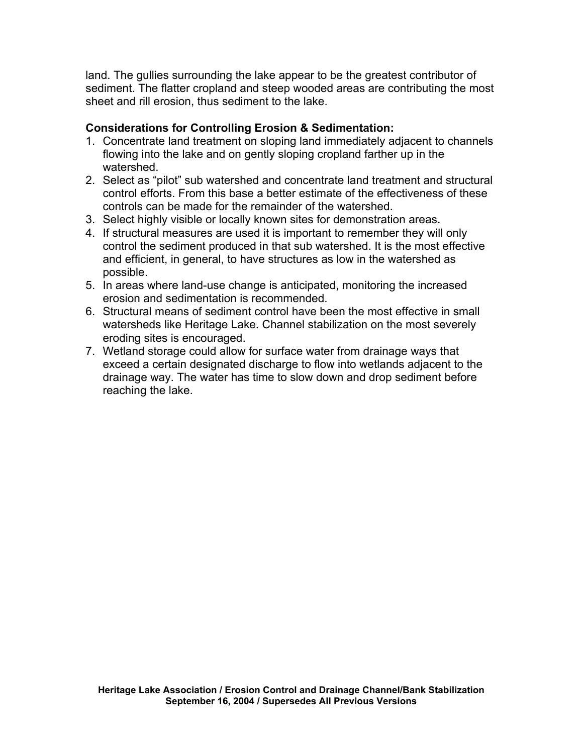land. The gullies surrounding the lake appear to be the greatest contributor of sediment. The flatter cropland and steep wooded areas are contributing the most sheet and rill erosion, thus sediment to the lake.

**Considerations for Controlling Erosion & Sedimentation:**

1. Concentrate land treatment on sloping land immediately adjacent to channels flowing into the lake and on gently sloping cropland farther up in the watershed.
2. Select as "pilot" sub watershed and concentrate land treatment and structural control efforts. From this base a better estimate of the effectiveness of these controls can be made for the remainder of the watershed.
3. Select highly visible or locally known sites for demonstration areas.
4. If structural measures are used it is important to remember they will only control the sediment produced in that sub watershed. It is the most effective and efficient, in general, to have structures as low in the watershed as possible.
5. In areas where land-use change is anticipated, monitoring the increased erosion and sedimentation is recommended.
6. Structural means of sediment control have been the most effective in small watersheds like Heritage Lake. Channel stabilization on the most severely eroding sites is encouraged.
7. Wetland storage could allow for surface water from drainage ways that exceed a certain designated discharge to flow into wetlands adjacent to the drainage way. The water has time to slow down and drop sediment before reaching the lake.